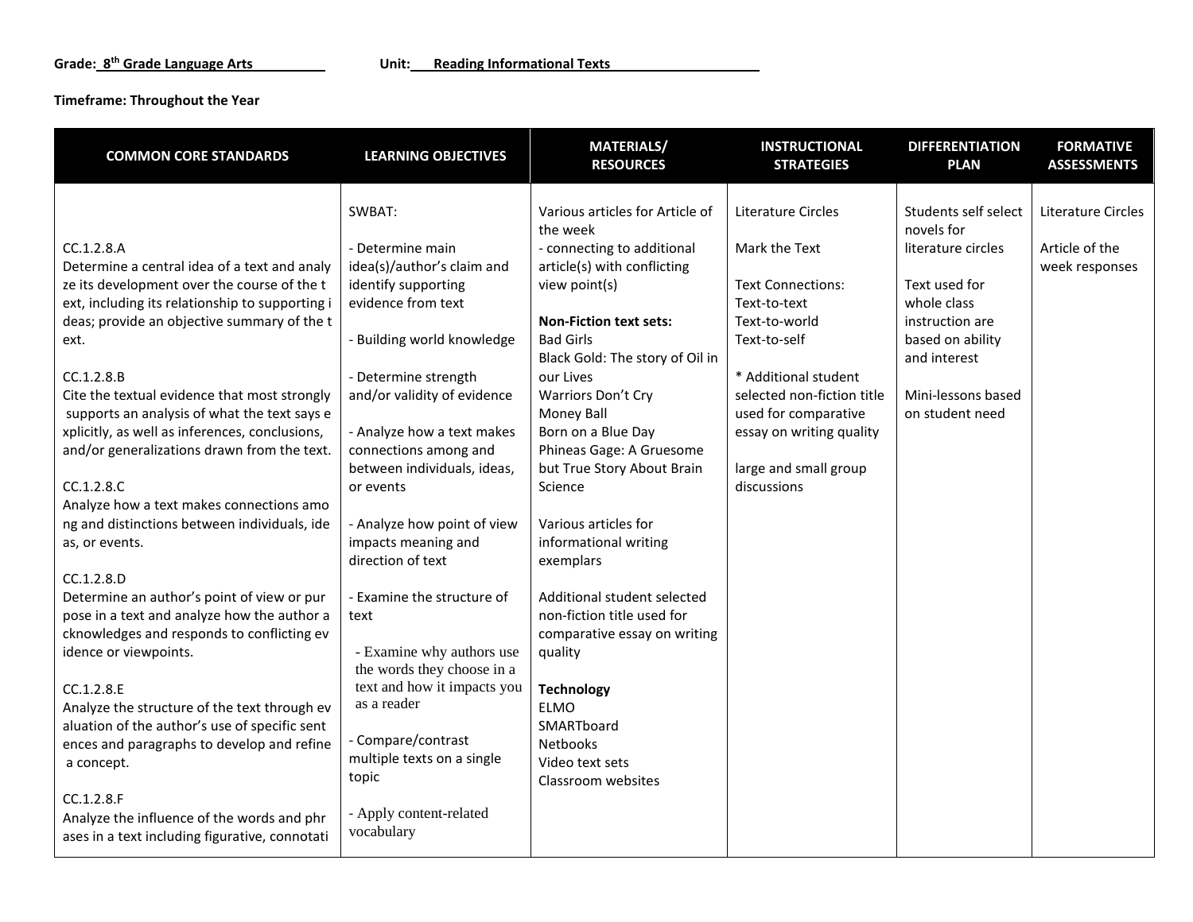**Grade:** 8th Grade Language Arts **Unit:** Reading Informational Texts

**Timeframe: Throughout the Year**

| COMMON CORE STANDARDS | LEARNING OBJECTIVES | MATERIALS/ RESOURCES | INSTRUCTIONAL STRATEGIES | DIFFERENTIATION PLAN | FORMATIVE ASSESSMENTS |
|---|---|---|---|---|---|
| CC.1.2.8.A<br>Determine a central idea of a text and analyze its development over the course of the text, including its relationship to supporting ideas; provide an objective summary of the text.<br><br>CC.1.2.8.B<br>Cite the textual evidence that most strongly supports an analysis of what the text says explicitly, as well as inferences, conclusions, and/or generalizations drawn from the text.<br><br>CC.1.2.8.C<br>Analyze how a text makes connections among and distinctions between individuals, ideas, or events.<br><br>CC.1.2.8.D<br>Determine an author's point of view or purpose in a text and analyze how the author acknowledges and responds to conflicting evidence or viewpoints.<br><br>CC.1.2.8.E<br>Analyze the structure of the text through evaluation of the author's use of specific sentences and paragraphs to develop and refine a concept.<br><br>CC.1.2.8.F<br>Analyze the influence of the words and phrases in a text including figurative, connotati | SWBAT:<br><br>- Determine main idea(s)/author's claim and identify supporting evidence from text<br><br>- Building world knowledge<br><br>- Determine strength and/or validity of evidence<br><br>- Analyze how a text makes connections among and between individuals, ideas, or events<br><br>- Analyze how point of view impacts meaning and direction of text<br><br>- Examine the structure of text<br><br>- Examine why authors use the words they choose in a text and how it impacts you as a reader<br><br>- Compare/contrast multiple texts on a single topic<br><br>- Apply content-related vocabulary | Various articles for Article of the week<br>- connecting to additional article(s) with conflicting view point(s)<br><br>**Non-Fiction text sets:**<br>Bad Girls<br>Black Gold: The story of Oil in our Lives<br>Warriors Don't Cry<br>Money Ball<br>Born on a Blue Day<br>Phineas Gage: A Gruesome but True Story About Brain Science<br><br>Various articles for informational writing exemplars<br><br>Additional student selected non-fiction title used for comparative essay on writing quality<br><br>**Technology**<br>ELMO<br>SMARTboard<br>Netbooks<br>Video text sets<br>Classroom websites | Literature Circles<br><br>Mark the Text<br><br>Text Connections:<br>Text-to-text<br>Text-to-world<br>Text-to-self<br><br>* Additional student selected non-fiction title used for comparative essay on writing quality<br><br>large and small group discussions | Students self select novels for literature circles<br><br>Text used for whole class instruction are based on ability and interest<br><br>Mini-lessons based on student need | Literature Circles<br><br>Article of the week responses |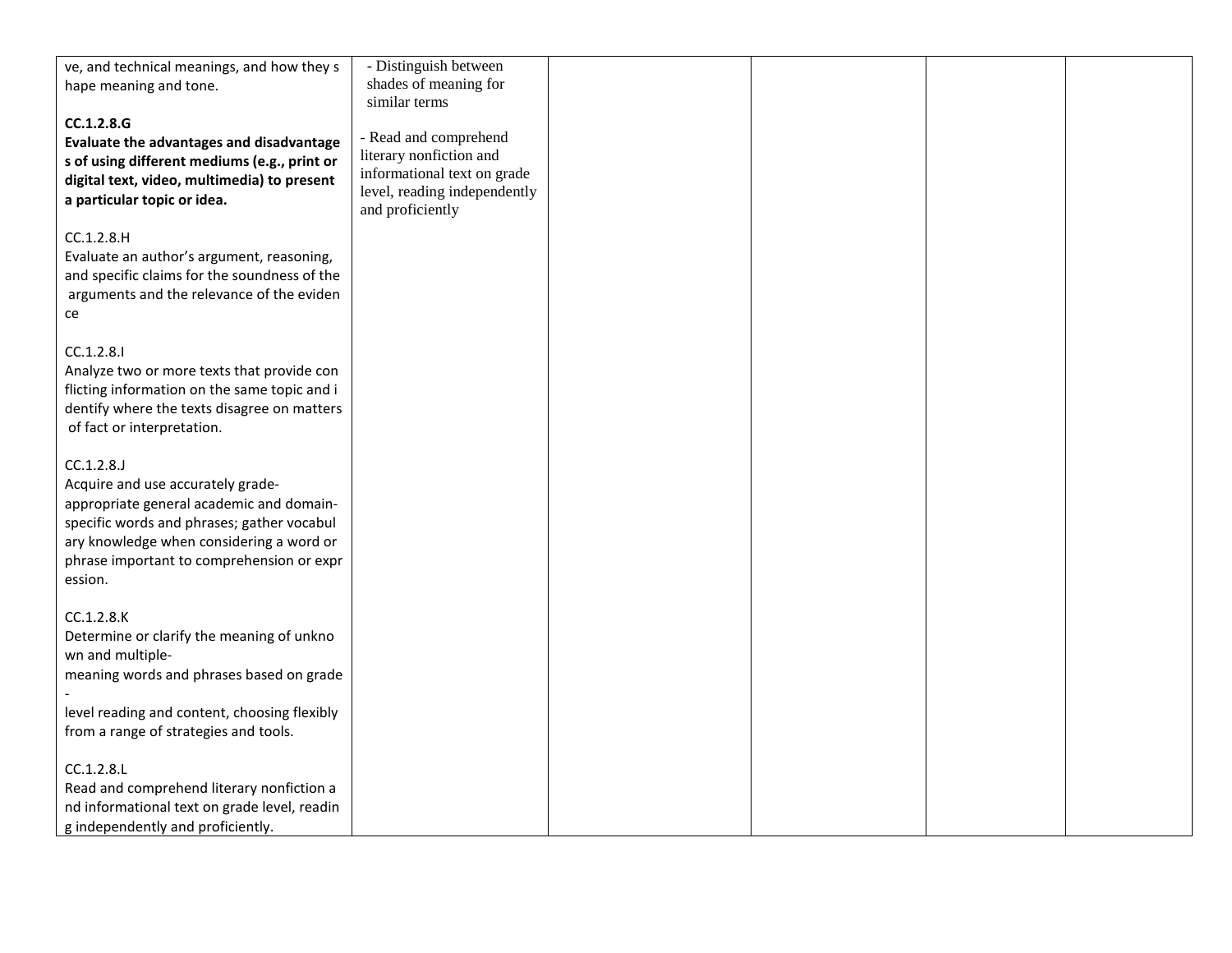| | | | | | |
|---|---|---|---|---|---|
| ve, and technical meanings, and how they shape meaning and tone.<br><br>**CC.1.2.8.G**<br>**Evaluate the advantages and disadvantages of using different mediums (e.g., print or digital text, video, multimedia) to present a particular topic or idea.**<br><br>CC.1.2.8.H<br>Evaluate an author's argument, reasoning, and specific claims for the soundness of the arguments and the relevance of the evidence<br><br>CC.1.2.8.I<br>Analyze two or more texts that provide conflicting information on the same topic and identify where the texts disagree on matters of fact or interpretation.<br><br>CC.1.2.8.J<br>Acquire and use accurately grade-appropriate general academic and domain-specific words and phrases; gather vocabulary knowledge when considering a word or phrase important to comprehension or expression.<br><br>CC.1.2.8.K<br>Determine or clarify the meaning of unknown and multiple-meaning words and phrases based on grade-level reading and content, choosing flexibly from a range of strategies and tools.<br><br>CC.1.2.8.L<br>Read and comprehend literary nonfiction and informational text on grade level, reading independently and proficiently. | - Distinguish between shades of meaning for similar terms<br><br>- Read and comprehend literary nonfiction and informational text on grade level, reading independently and proficiently | | | | |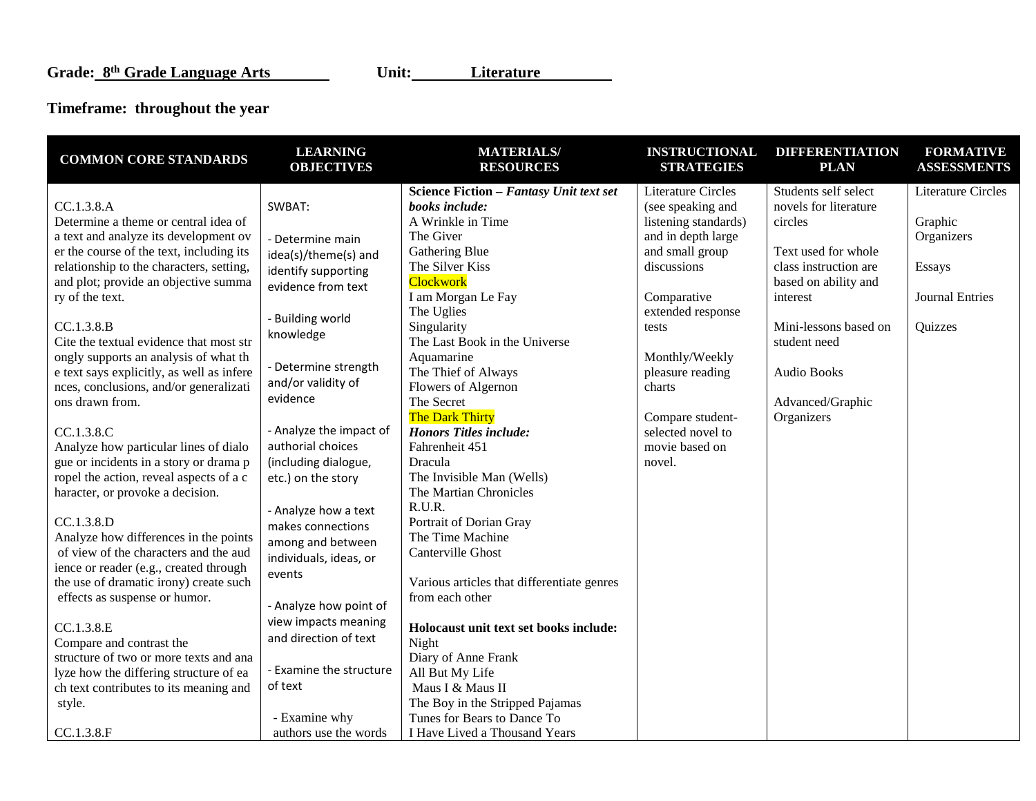**Grade: 8th Grade Language Arts** **Unit: Literature**

**Timeframe: throughout the year**

| COMMON CORE STANDARDS | LEARNING OBJECTIVES | MATERIALS/ RESOURCES | INSTRUCTIONAL STRATEGIES | DIFFERENTIATION PLAN | FORMATIVE ASSESSMENTS |
|---|---|---|---|---|---|
| CC.1.3.8.A<br>Determine a theme or central idea of a text and analyze its development over the course of the text, including its relationship to the characters, setting, and plot; provide an objective summary of the text.<br><br>CC.1.3.8.B<br>Cite the textual evidence that most strongly supports an analysis of what the text says explicitly, as well as inferences, conclusions, and/or generalizations drawn from.<br><br>CC.1.3.8.C<br>Analyze how particular lines of dialogue or incidents in a story or drama propel the action, reveal aspects of a character, or provoke a decision.<br><br>CC.1.3.8.D<br>Analyze how differences in the points of view of the characters and the audience or reader (e.g., created through the use of dramatic irony) create such effects as suspense or humor.<br><br>CC.1.3.8.E<br>Compare and contrast the structure of two or more texts and analyze how the differing structure of each text contributes to its meaning and style.<br><br>CC.1.3.8.F | SWBAT:<br><br>- Determine main idea(s)/theme(s) and identify supporting evidence from text<br><br>- Building world knowledge<br><br>- Determine strength and/or validity of evidence<br><br>- Analyze the impact of authorial choices (including dialogue, etc.) on the story<br><br>- Analyze how a text makes connections among and between individuals, ideas, or events<br><br>- Analyze how point of view impacts meaning and direction of text<br><br>- Examine the structure of text<br><br>- Examine why authors use the words | **Science Fiction – *Fantasy Unit text set books include:***<br>A Wrinkle in Time<br>The Giver<br>Gathering Blue<br>The Silver Kiss<br>Clockwork<br>I am Morgan Le Fay<br>The Uglies<br>Singularity<br>The Last Book in the Universe<br>Aquamarine<br>The Thief of Always<br>Flowers of Algernon<br>The Secret<br>The Dark Thirty<br>***Honors Titles include:***<br>Fahrenheit 451<br>Dracula<br>The Invisible Man (Wells)<br>The Martian Chronicles<br>R.U.R.<br>Portrait of Dorian Gray<br>The Time Machine<br>Canterville Ghost<br><br>Various articles that differentiate genres from each other<br><br>**Holocaust unit text set books include:**<br>Night<br>Diary of Anne Frank<br>All But My Life<br>Maus I & Maus II<br>The Boy in the Stripped Pajamas<br>Tunes for Bears to Dance To<br>I Have Lived a Thousand Years | Literature Circles (see speaking and listening standards) and in depth large and small group discussions<br><br>Comparative extended response tests<br><br>Monthly/Weekly pleasure reading charts<br><br>Compare student-selected novel to movie based on novel. | Students self select novels for literature circles<br><br>Text used for whole class instruction are based on ability and interest<br><br>Mini-lessons based on student need<br><br>Audio Books<br><br>Advanced/Graphic Organizers | Literature Circles<br><br>Graphic Organizers<br><br>Essays<br><br>Journal Entries<br><br>Quizzes |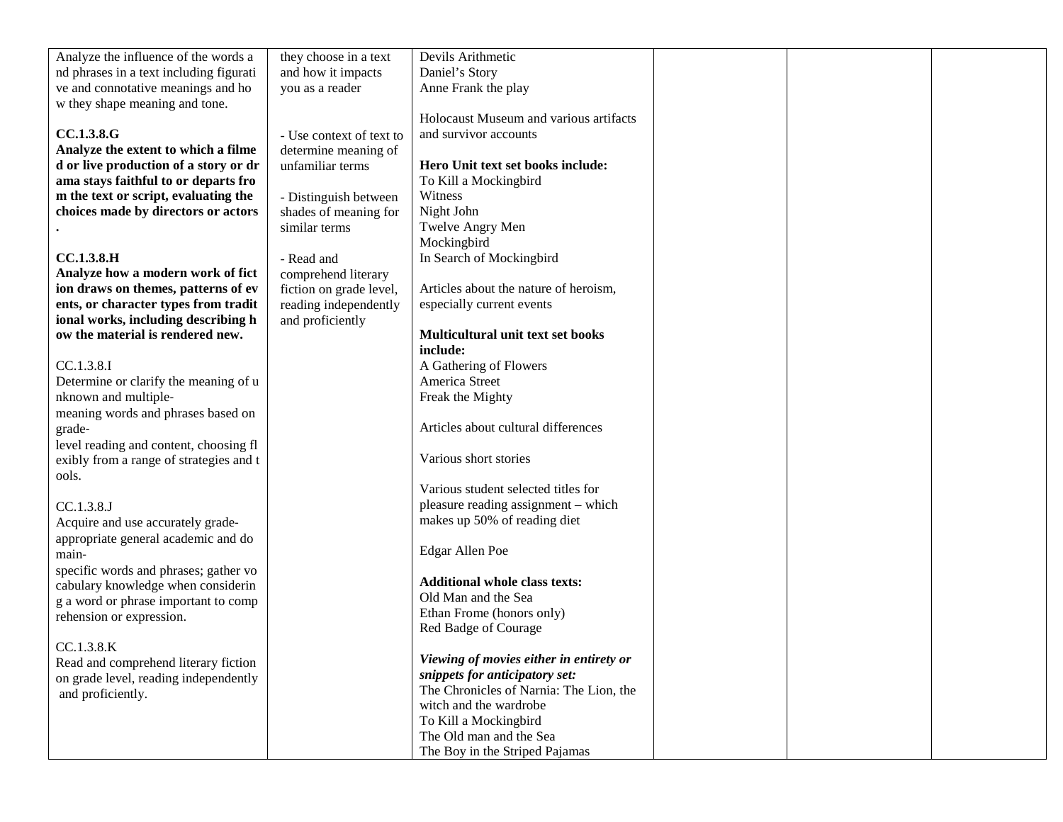| | | | | | |
|---|---|---|---|---|---|
| Analyze the influence of the words and phrases in a text including figurative and connotative meanings and how they shape meaning and tone.<br><br>**CC.1.3.8.G**<br>**Analyze the extent to which a filmed or live production of a story or drama stays faithful to or departs from the text or script, evaluating the choices made by directors or actors.**<br><br>**CC.1.3.8.H**<br>**Analyze how a modern work of fiction draws on themes, patterns of events, or character types from traditional works, including describing how the material is rendered new.**<br><br>CC.1.3.8.I<br>Determine or clarify the meaning of unknown and multiple-meaning words and phrases based on grade-level reading and content, choosing flexibly from a range of strategies and tools.<br><br>CC.1.3.8.J<br>Acquire and use accurately grade-appropriate general academic and domain-specific words and phrases; gather vocabulary knowledge when considering a word or phrase important to comprehension or expression.<br><br>CC.1.3.8.K<br>Read and comprehend literary fiction on grade level, reading independently and proficiently. | they choose in a text and how it impacts you as a reader<br><br>- Use context of text to determine meaning of unfamiliar terms<br><br>- Distinguish between shades of meaning for similar terms<br><br>- Read and comprehend literary fiction on grade level, reading independently and proficiently | Devils Arithmetic<br>Daniel's Story<br>Anne Frank the play<br><br>Holocaust Museum and various artifacts and survivor accounts<br><br>**Hero Unit text set books include:**<br>To Kill a Mockingbird<br>Witness<br>Night John<br>Twelve Angry Men<br>Mockingbird<br>In Search of Mockingbird<br><br>Articles about the nature of heroism, especially current events<br><br>**Multicultural unit text set books include:**<br>A Gathering of Flowers<br>America Street<br>Freak the Mighty<br><br>Articles about cultural differences<br><br>Various short stories<br><br>Various student selected titles for pleasure reading assignment – which makes up 50% of reading diet<br><br>Edgar Allen Poe<br><br>**Additional whole class texts:**<br>Old Man and the Sea<br>Ethan Frome (honors only)<br>Red Badge of Courage<br><br>***Viewing of movies either in entirety or snippets for anticipatory set:***<br>The Chronicles of Narnia: The Lion, the witch and the wardrobe<br>To Kill a Mockingbird<br>The Old man and the Sea<br>The Boy in the Striped Pajamas | | | |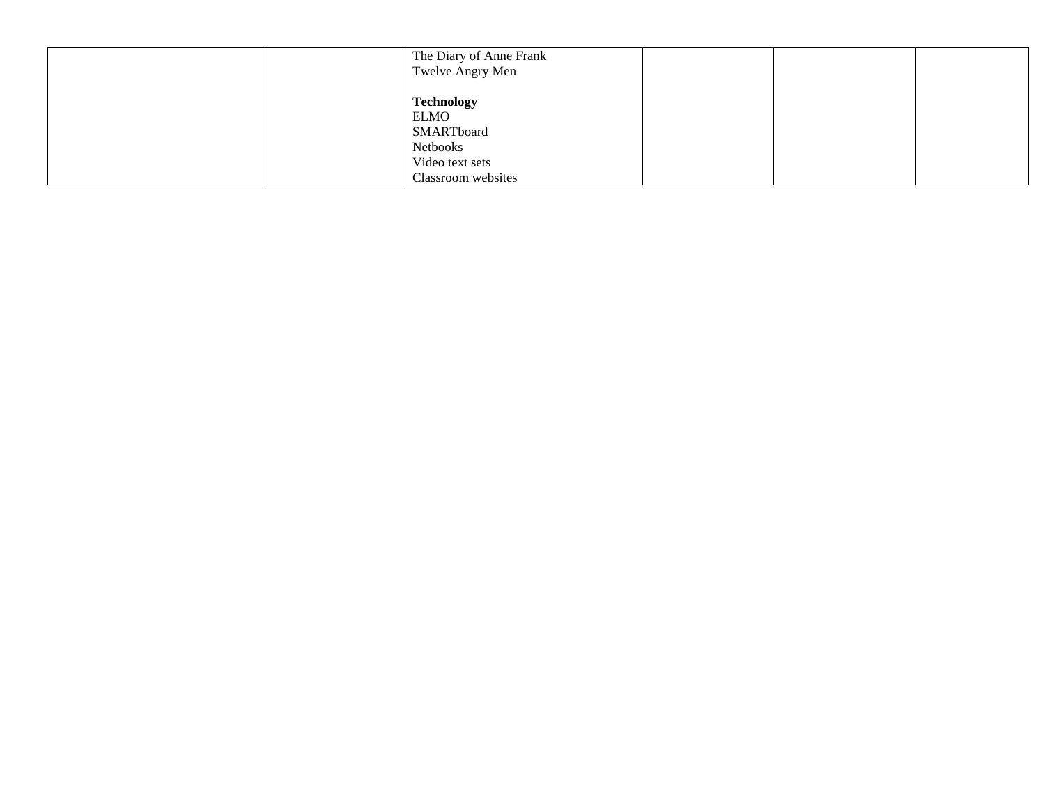|  |  | The Diary of Anne Frank<br>Twelve Angry Men<br><br>**Technology**<br>ELMO<br>SMARTboard<br>Netbooks<br>Video text sets<br>Classroom websites |  |  |  |
|---|---|---|---|---|---|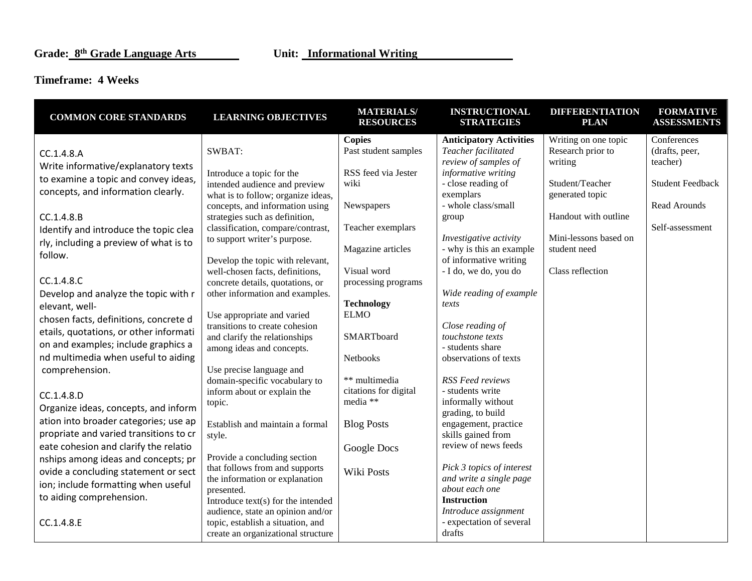**Grade: 8th Grade Language Arts** **Unit: Informational Writing**

**Timeframe: 4 Weeks**

| COMMON CORE STANDARDS | LEARNING OBJECTIVES | MATERIALS/ RESOURCES | INSTRUCTIONAL STRATEGIES | DIFFERENTIATION PLAN | FORMATIVE ASSESSMENTS |
|---|---|---|---|---|---|
| CC.1.4.8.A<br>Write informative/explanatory texts to examine a topic and convey ideas, concepts, and information clearly.<br><br>CC.1.4.8.B<br>Identify and introduce the topic clearly, including a preview of what is to follow.<br><br>CC.1.4.8.C<br>Develop and analyze the topic with relevant, well-chosen facts, definitions, concrete details, quotations, or other information and examples; include graphics and multimedia when useful to aiding comprehension.<br><br>CC.1.4.8.D<br>Organize ideas, concepts, and information into broader categories; use appropriate and varied transitions to create cohesion and clarify the relationships among ideas and concepts; provide a concluding statement or section; include formatting when useful to aiding comprehension.<br><br>CC.1.4.8.E | SWBAT:<br><br>Introduce a topic for the intended audience and preview what is to follow; organize ideas, concepts, and information using strategies such as definition, classification, compare/contrast, to support writer's purpose.<br><br>Develop the topic with relevant, well-chosen facts, definitions, concrete details, quotations, or other information and examples.<br><br>Use appropriate and varied transitions to create cohesion and clarify the relationships among ideas and concepts.<br><br>Use precise language and domain-specific vocabulary to inform about or explain the topic.<br><br>Establish and maintain a formal style.<br><br>Provide a concluding section that follows from and supports the information or explanation presented.<br>Introduce text(s) for the intended audience, state an opinion and/or topic, establish a situation, and create an organizational structure | **Copies**<br>Past student samples<br><br>RSS feed via Jester wiki<br><br>Newspapers<br><br>Teacher exemplars<br><br>Magazine articles<br><br>Visual word processing programs<br><br>**Technology**<br>ELMO<br><br>SMARTboard<br><br>Netbooks<br><br>** multimedia citations for digital media **<br><br>Blog Posts<br><br>Google Docs<br><br>Wiki Posts | **Anticipatory Activities**<br>*Teacher facilitated review of samples of informative writing*<br>- close reading of exemplars<br>- whole class/small group<br><br>*Investigative activity*<br>- why is this an example of informative writing<br>- I do, we do, you do<br><br>*Wide reading of example texts*<br><br>*Close reading of touchstone texts*<br>- students share observations of texts<br><br>*RSS Feed reviews*<br>- students write informally without grading, to build engagement, practice skills gained from review of news feeds<br><br>*Pick 3 topics of interest and write a single page about each one*<br>**Instruction**<br>*Introduce assignment*<br>- expectation of several drafts | Writing on one topic Research prior to writing<br><br>Student/Teacher generated topic<br><br>Handout with outline<br><br>Mini-lessons based on student need<br><br>Class reflection | Conferences (drafts, peer, teacher)<br><br>Student Feedback<br><br>Read Arounds<br><br>Self-assessment |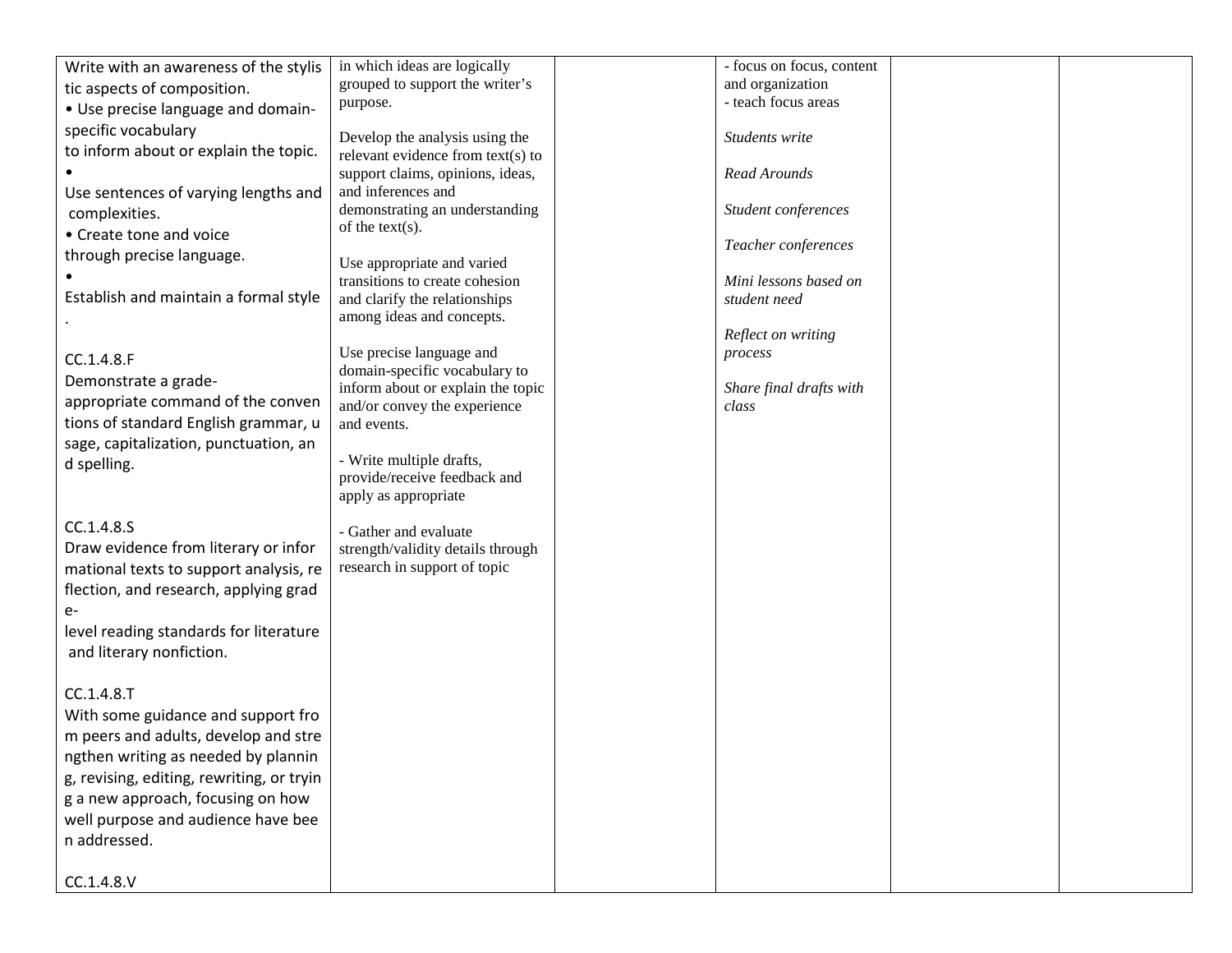| | | | | | |
|---|---|---|---|---|---|
| Write with an awareness of the stylistic aspects of composition.<br>• Use precise language and domain-specific vocabulary to inform about or explain the topic.<br>• Use sentences of varying lengths and complexities.<br>• Create tone and voice through precise language.<br>• Establish and maintain a formal style.<br><br>CC.1.4.8.F<br>Demonstrate a grade-appropriate command of the conventions of standard English grammar, usage, capitalization, punctuation, and spelling.<br><br>CC.1.4.8.S<br>Draw evidence from literary or informational texts to support analysis, reflection, and research, applying grade-level reading standards for literature and literary nonfiction.<br><br>CC.1.4.8.T<br>With some guidance and support from peers and adults, develop and strengthen writing as needed by planning, revising, editing, rewriting, or trying a new approach, focusing on how well purpose and audience have been addressed.<br><br>CC.1.4.8.V | in which ideas are logically grouped to support the writer's purpose.<br><br>Develop the analysis using the relevant evidence from text(s) to support claims, opinions, ideas, and inferences and demonstrating an understanding of the text(s).<br><br>Use appropriate and varied transitions to create cohesion and clarify the relationships among ideas and concepts.<br><br>Use precise language and domain-specific vocabulary to inform about or explain the topic and/or convey the experience and events.<br><br>- Write multiple drafts, provide/receive feedback and apply as appropriate<br><br>- Gather and evaluate strength/validity details through research in support of topic | | - focus on focus, content and organization<br>- teach focus areas<br><br>*Students write*<br><br>*Read Arounds*<br><br>*Student conferences*<br><br>*Teacher conferences*<br><br>*Mini lessons based on student need*<br><br>*Reflect on writing process*<br><br>*Share final drafts with class* | | |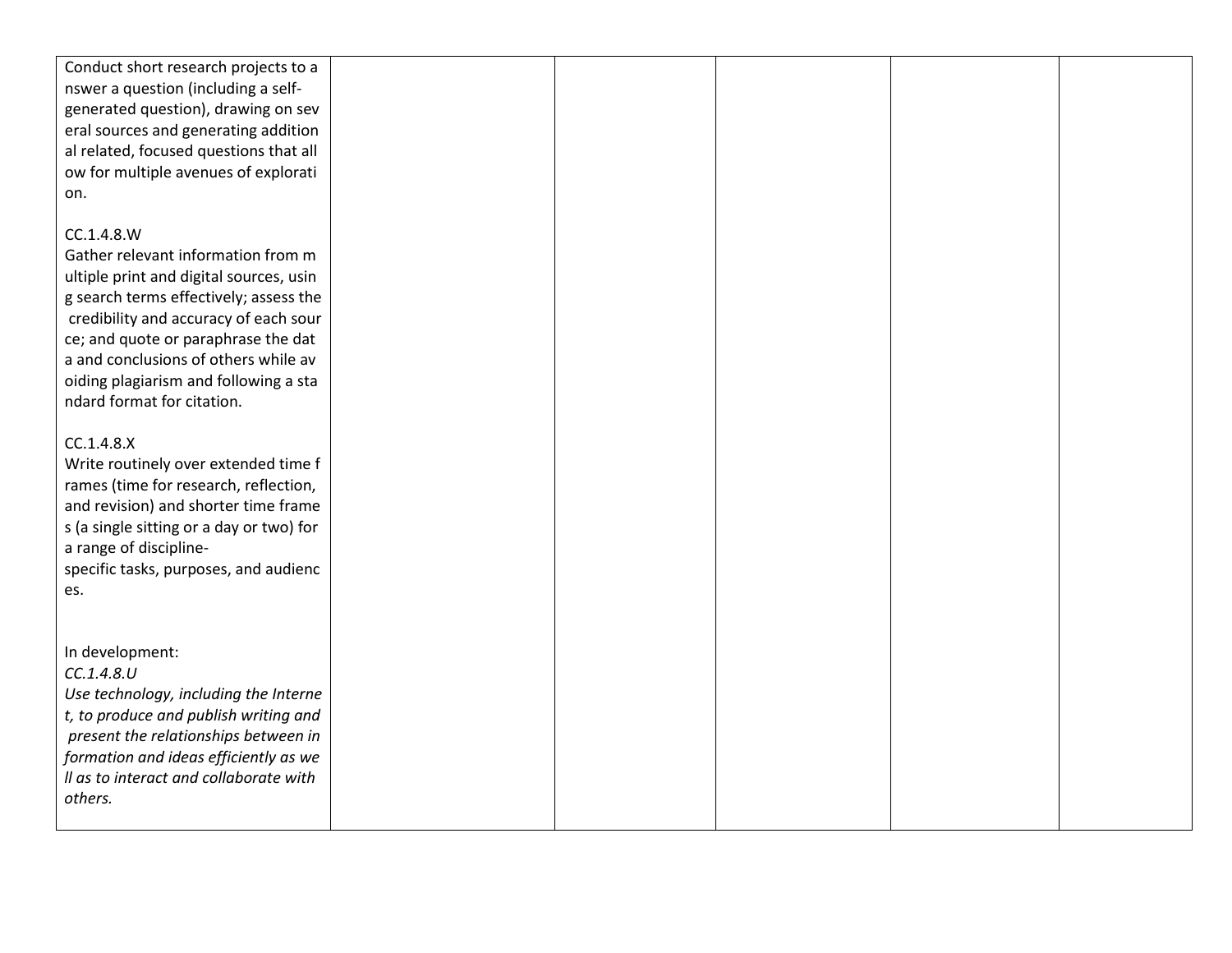| | | | | | |
|---|---|---|---|---|---|
| Conduct short research projects to answer a question (including a self-generated question), drawing on several sources and generating additional related, focused questions that allow for multiple avenues of exploration.<br><br>CC.1.4.8.W<br>Gather relevant information from multiple print and digital sources, using search terms effectively; assess the credibility and accuracy of each source; and quote or paraphrase the data and conclusions of others while avoiding plagiarism and following a standard format for citation.<br><br>CC.1.4.8.X<br>Write routinely over extended time frames (time for research, reflection, and revision) and shorter time frames (a single sitting or a day or two) for a range of discipline-specific tasks, purposes, and audiences.<br><br>In development:<br>*CC.1.4.8.U*<br>*Use technology, including the Internet, to produce and publish writing and present the relationships between information and ideas efficiently as well as to interact and collaborate with others.* | | | | | |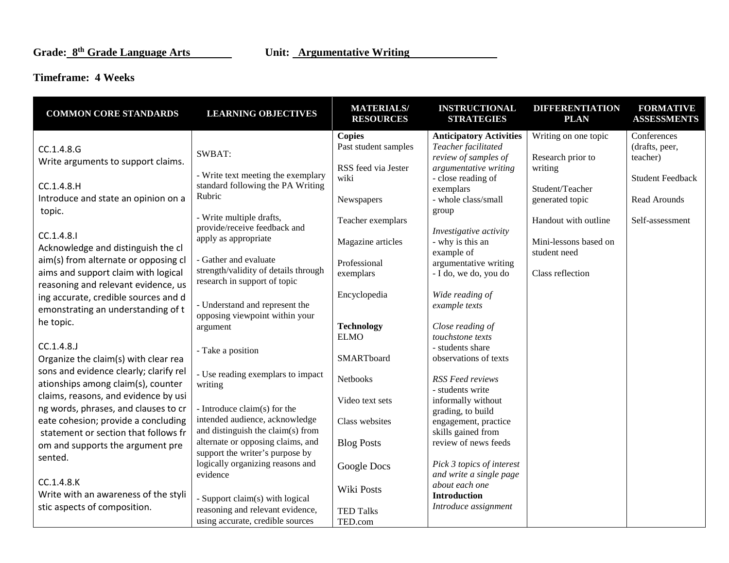**Grade: 8th Grade Language Arts** **Unit: Argumentative Writing**

**Timeframe: 4 Weeks**

| COMMON CORE STANDARDS | LEARNING OBJECTIVES | MATERIALS/ RESOURCES | INSTRUCTIONAL STRATEGIES | DIFFERENTIATION PLAN | FORMATIVE ASSESSMENTS |
|---|---|---|---|---|---|
| CC.1.4.8.G<br>Write arguments to support claims.<br><br>CC.1.4.8.H<br>Introduce and state an opinion on a topic.<br><br>CC.1.4.8.I<br>Acknowledge and distinguish the claim(s) from alternate or opposing claims and support claim with logical reasoning and relevant evidence, using accurate, credible sources and demonstrating an understanding of the topic.<br><br>CC.1.4.8.J<br>Organize the claim(s) with clear reasons and evidence clearly; clarify relationships among claim(s), counter claims, reasons, and evidence by using words, phrases, and clauses to create cohesion; provide a concluding statement or section that follows from and supports the argument presented.<br><br>CC.1.4.8.K<br>Write with an awareness of the stylistic aspects of composition. | SWBAT:<br><br>- Write text meeting the exemplary standard following the PA Writing Rubric<br><br>- Write multiple drafts, provide/receive feedback and apply as appropriate<br><br>- Gather and evaluate strength/validity of details through research in support of topic<br><br>- Understand and represent the opposing viewpoint within your argument<br><br>- Take a position<br><br>- Use reading exemplars to impact writing<br><br>- Introduce claim(s) for the intended audience, acknowledge and distinguish the claim(s) from alternate or opposing claims, and support the writer's purpose by logically organizing reasons and evidence<br><br>- Support claim(s) with logical reasoning and relevant evidence, using accurate, credible sources | **Copies**<br>Past student samples<br><br>RSS feed via Jester wiki<br><br>Newspapers<br><br>Teacher exemplars<br><br>Magazine articles<br><br>Professional exemplars<br><br>Encyclopedia<br><br>**Technology**<br>ELMO<br><br>SMARTboard<br><br>Netbooks<br><br>Video text sets<br><br>Class websites<br><br>Blog Posts<br><br>Google Docs<br><br>Wiki Posts<br><br>TED Talks<br>TED.com | **Anticipatory Activities**<br>*Teacher facilitated review of samples of argumentative writing*<br>- close reading of exemplars<br>- whole class/small group<br><br>*Investigative activity*<br>- why is this an example of argumentative writing<br>- I do, we do, you do<br><br>*Wide reading of example texts*<br><br>*Close reading of touchstone texts*<br>- students share observations of texts<br><br>*RSS Feed reviews*<br>- students write informally without grading, to build engagement, practice skills gained from review of news feeds<br><br>*Pick 3 topics of interest and write a single page about each one*<br>**Introduction**<br>*Introduce assignment* | Writing on one topic<br><br>Research prior to writing<br><br>Student/Teacher generated topic<br><br>Handout with outline<br><br>Mini-lessons based on student need<br><br>Class reflection | Conferences (drafts, peer, teacher)<br><br>Student Feedback<br><br>Read Arounds<br><br>Self-assessment |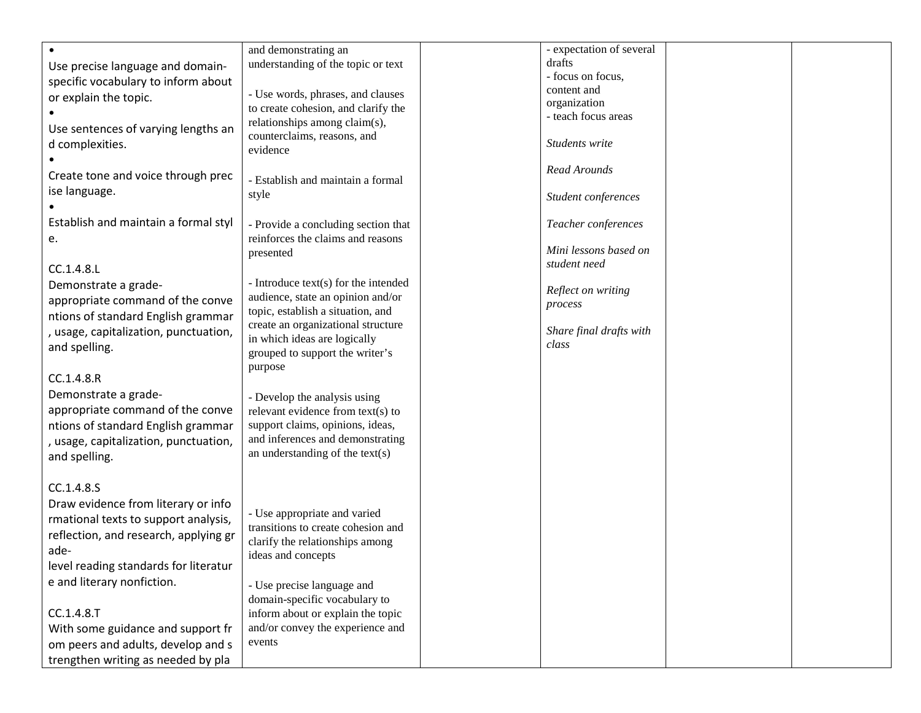| | | | | | |
|---|---|---|---|---|---|
| • Use precise language and domain-specific vocabulary to inform about or explain the topic.<br>• Use sentences of varying lengths and complexities.<br>• Create tone and voice through precise language.<br>• Establish and maintain a formal style.<br><br>CC.1.4.8.L<br>Demonstrate a grade-appropriate command of the conventions of standard English grammar, usage, capitalization, punctuation, and spelling.<br><br>CC.1.4.8.R<br>Demonstrate a grade-appropriate command of the conventions of standard English grammar, usage, capitalization, punctuation, and spelling.<br><br>CC.1.4.8.S<br>Draw evidence from literary or informational texts to support analysis, reflection, and research, applying grade-level reading standards for literature and literary nonfiction.<br><br>CC.1.4.8.T<br>With some guidance and support from peers and adults, develop and strengthen writing as needed by pla | and demonstrating an understanding of the topic or text<br><br>- Use words, phrases, and clauses to create cohesion, and clarify the relationships among claim(s), counterclaims, reasons, and evidence<br><br>- Establish and maintain a formal style<br><br>- Provide a concluding section that reinforces the claims and reasons presented<br><br>- Introduce text(s) for the intended audience, state an opinion and/or topic, establish a situation, and create an organizational structure in which ideas are logically grouped to support the writer's purpose<br><br>- Develop the analysis using relevant evidence from text(s) to support claims, opinions, ideas, and inferences and demonstrating an understanding of the text(s)<br><br>- Use appropriate and varied transitions to create cohesion and clarify the relationships among ideas and concepts<br><br>- Use precise language and domain-specific vocabulary to inform about or explain the topic and/or convey the experience and events | | - expectation of several drafts<br>- focus on focus, content and organization<br>- teach focus areas<br><br>*Students write*<br><br>*Read Arounds*<br><br>*Student conferences*<br><br>*Teacher conferences*<br><br>*Mini lessons based on student need*<br><br>*Reflect on writing process*<br><br>*Share final drafts with class* | | |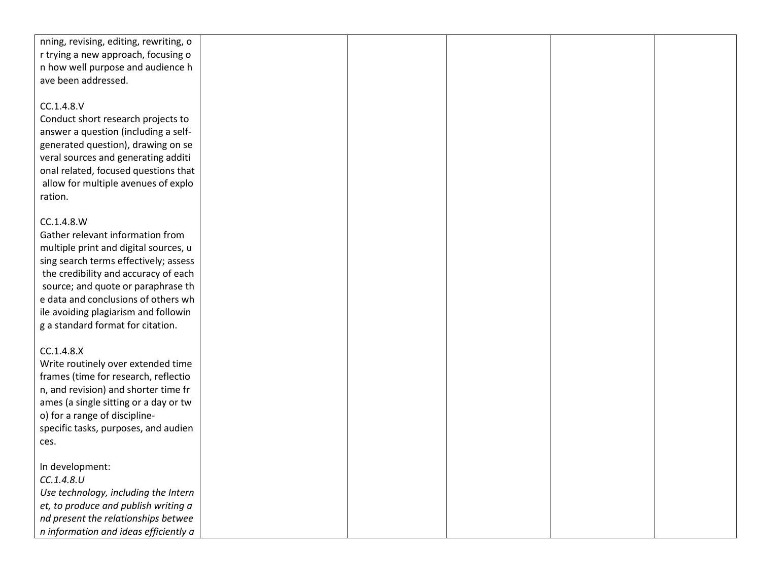| | | | | | |
|---|---|---|---|---|---|
| nning, revising, editing, rewriting, or trying a new approach, focusing on how well purpose and audience have been addressed.<br><br>CC.1.4.8.V<br>Conduct short research projects to answer a question (including a self-generated question), drawing on several sources and generating additional related, focused questions that allow for multiple avenues of exploration.<br><br>CC.1.4.8.W<br>Gather relevant information from multiple print and digital sources, using search terms effectively; assess the credibility and accuracy of each source; and quote or paraphrase the data and conclusions of others while avoiding plagiarism and following a standard format for citation.<br><br>CC.1.4.8.X<br>Write routinely over extended time frames (time for research, reflection, and revision) and shorter time frames (a single sitting or a day or two) for a range of discipline-specific tasks, purposes, and audiences.<br><br>In development:<br>*CC.1.4.8.U*<br>*Use technology, including the Internet, to produce and publish writing and present the relationships between information and ideas efficiently a* | | | | | |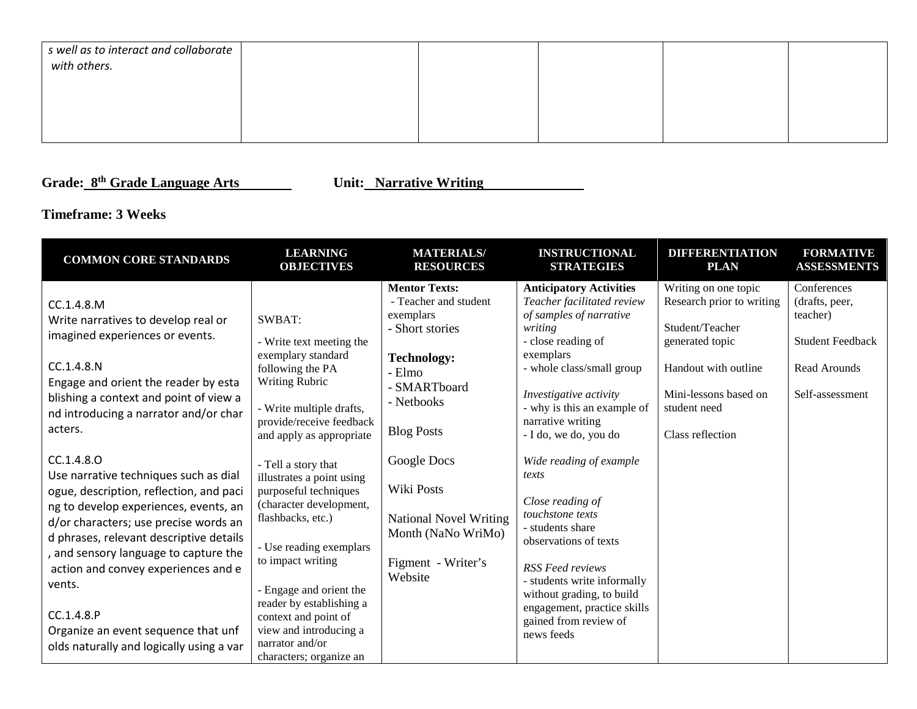| | | | | | |
|---|---|---|---|---|---|
| *s well as to interact and collaborate with others.* | | | | | |

**Grade: 8th Grade Language Arts** **Unit: Narrative Writing**

**Timeframe: 3 Weeks**

| COMMON CORE STANDARDS | LEARNING OBJECTIVES | MATERIALS/ RESOURCES | INSTRUCTIONAL STRATEGIES | DIFFERENTIATION PLAN | FORMATIVE ASSESSMENTS |
|---|---|---|---|---|---|
| CC.1.4.8.M<br>Write narratives to develop real or imagined experiences or events.<br><br>CC.1.4.8.N<br>Engage and orient the reader by esta blishing a context and point of view a nd introducing a narrator and/or char acters.<br><br>CC.1.4.8.O<br>Use narrative techniques such as dial ogue, description, reflection, and paci ng to develop experiences, events, an d/or characters; use precise words an d phrases, relevant descriptive details , and sensory language to capture the action and convey experiences and e vents.<br><br>CC.1.4.8.P<br>Organize an event sequence that unf olds naturally and logically using a var | SWBAT:<br><br>- Write text meeting the exemplary standard following the PA Writing Rubric<br><br>- Write multiple drafts, provide/receive feedback and apply as appropriate<br><br>- Tell a story that illustrates a point using purposeful techniques (character development, flashbacks, etc.)<br><br>- Use reading exemplars to impact writing<br><br>- Engage and orient the reader by establishing a context and point of view and introducing a narrator and/or characters; organize an | **Mentor Texts:**<br>- Teacher and student exemplars<br>- Short stories<br><br>**Technology:**<br>- Elmo<br>- SMARTboard<br>- Netbooks<br><br>Blog Posts<br><br>Google Docs<br><br>Wiki Posts<br><br>National Novel Writing Month (NaNo WriMo)<br><br>Figment - Writer's Website | **Anticipatory Activities**<br>*Teacher facilitated review of samples of narrative writing*<br>- close reading of exemplars<br>- whole class/small group<br><br>*Investigative activity*<br>- why is this an example of narrative writing<br>- I do, we do, you do<br><br>*Wide reading of example texts*<br><br>*Close reading of touchstone texts*<br>- students share observations of texts<br><br>*RSS Feed reviews*<br>- students write informally without grading, to build engagement, practice skills gained from review of news feeds | Writing on one topic<br>Research prior to writing<br><br>Student/Teacher generated topic<br><br>Handout with outline<br><br>Mini-lessons based on student need<br><br>Class reflection | Conferences (drafts, peer, teacher)<br><br>Student Feedback<br><br>Read Arounds<br><br>Self-assessment |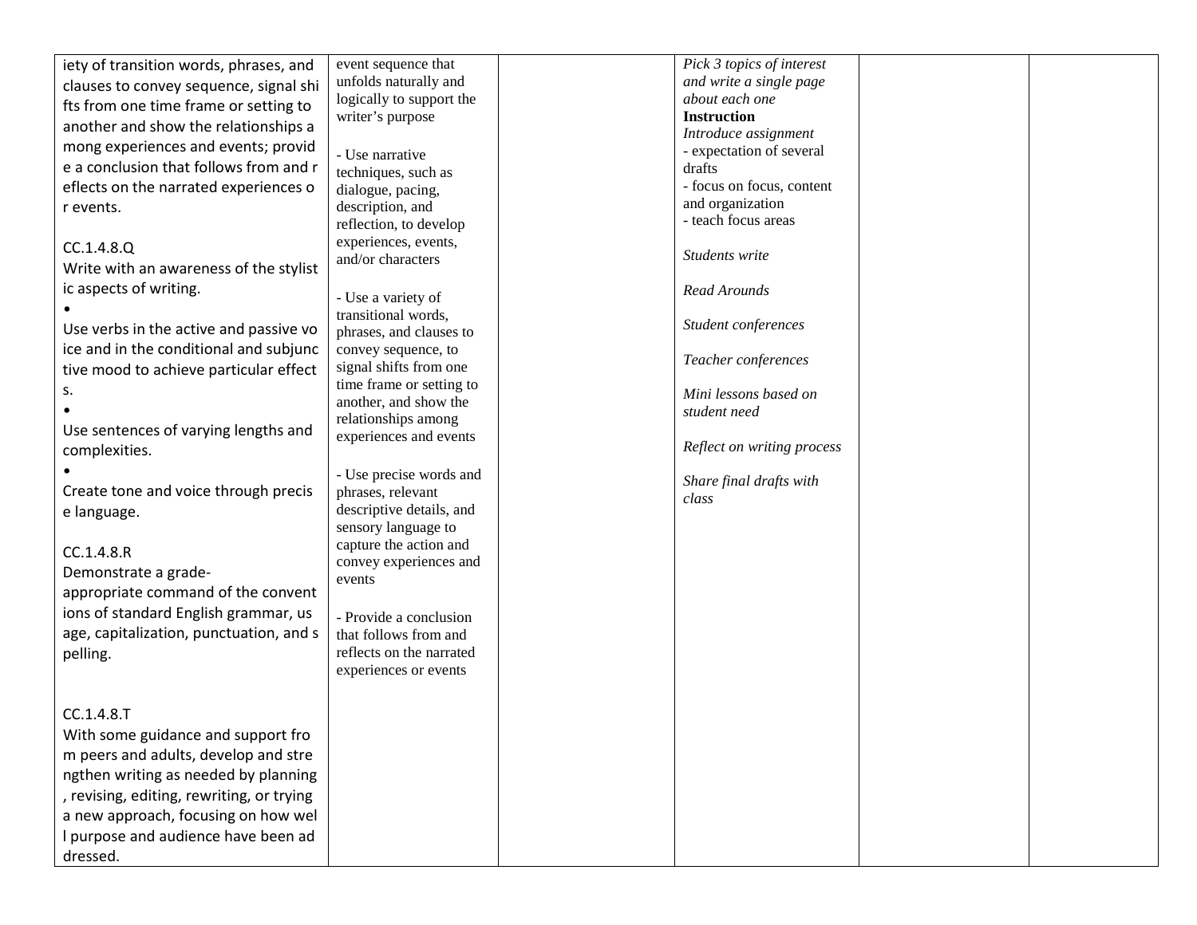| | | | | | |
|---|---|---|---|---|---|
| iety of transition words, phrases, and clauses to convey sequence, signal shifts from one time frame or setting to another and show the relationships among experiences and events; provide a conclusion that follows from and reflects on the narrated experiences or events.<br><br>CC.1.4.8.Q<br>Write with an awareness of the stylistic aspects of writing.<br>•<br>Use verbs in the active and passive voice and in the conditional and subjunctive mood to achieve particular effects.<br>•<br>Use sentences of varying lengths and complexities.<br>•<br>Create tone and voice through precise language.<br><br>CC.1.4.8.R<br>Demonstrate a grade-appropriate command of the conventions of standard English grammar, usage, capitalization, punctuation, and spelling.<br><br>CC.1.4.8.T<br>With some guidance and support from peers and adults, develop and strengthen writing as needed by planning, revising, editing, rewriting, or trying a new approach, focusing on how well purpose and audience have been addressed. | event sequence that unfolds naturally and logically to support the writer's purpose<br><br>- Use narrative techniques, such as dialogue, pacing, description, and reflection, to develop experiences, events, and/or characters<br><br>- Use a variety of transitional words, phrases, and clauses to convey sequence, to signal shifts from one time frame or setting to another, and show the relationships among experiences and events<br><br>- Use precise words and phrases, relevant descriptive details, and sensory language to capture the action and convey experiences and events<br><br>- Provide a conclusion that follows from and reflects on the narrated experiences or events | | *Pick 3 topics of interest and write a single page about each one*<br>**Instruction**<br>*Introduce assignment*<br>- expectation of several drafts<br>- focus on focus, content and organization<br>- teach focus areas<br><br>*Students write*<br><br>*Read Arounds*<br><br>*Student conferences*<br><br>*Teacher conferences*<br><br>*Mini lessons based on student need*<br><br>*Reflect on writing process*<br><br>*Share final drafts with class* | | |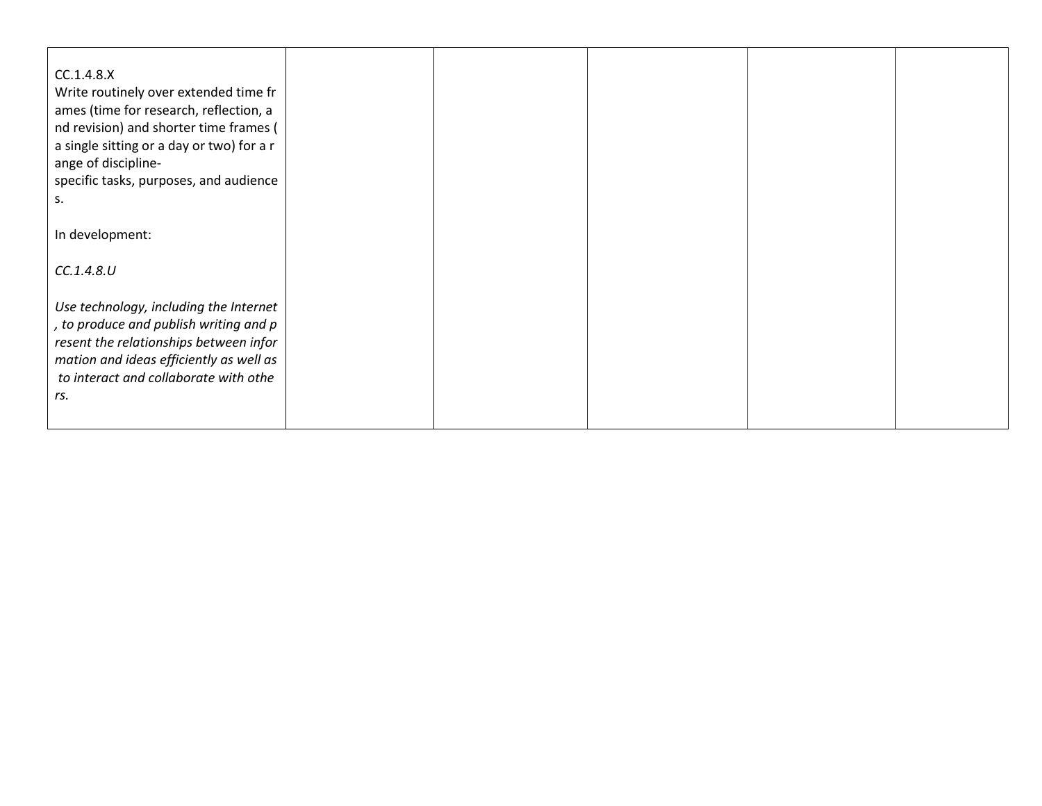| | | | | | |
|---|---|---|---|---|---|
| CC.1.4.8.X<br>Write routinely over extended time frames (time for research, reflection, and revision) and shorter time frames (a single sitting or a day or two) for a range of discipline-specific tasks, purposes, and audiences.<br><br>In development:<br><br>*CC.1.4.8.U*<br><br>*Use technology, including the Internet, to produce and publish writing and present the relationships between information and ideas efficiently as well as to interact and collaborate with others.* | | | | | |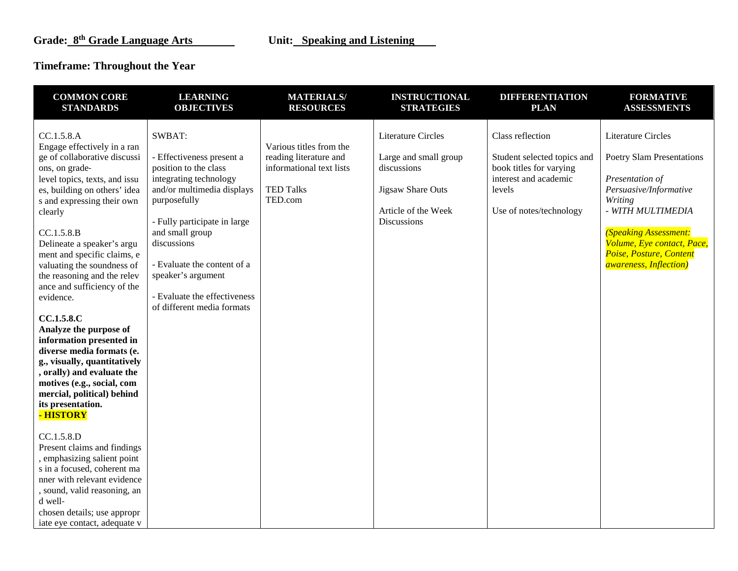**Grade: 8th Grade Language Arts** **Unit: Speaking and Listening**

**Timeframe: Throughout the Year**

| COMMON CORE STANDARDS | LEARNING OBJECTIVES | MATERIALS/ RESOURCES | INSTRUCTIONAL STRATEGIES | DIFFERENTIATION PLAN | FORMATIVE ASSESSMENTS |
|---|---|---|---|---|---|
| CC.1.5.8.A<br>Engage effectively in a range of collaborative discussions, on grade-level topics, texts, and issues, building on others' ideas and expressing their own clearly<br><br>CC.1.5.8.B<br>Delineate a speaker's argument and specific claims, evaluating the soundness of the reasoning and the relevance and sufficiency of the evidence.<br><br>**CC.1.5.8.C**<br>**Analyze the purpose of information presented in diverse media formats (e.g., visually, quantitatively, orally) and evaluate the motives (e.g., social, commercial, political) behind its presentation.**<br>**- HISTORY**<br><br>CC.1.5.8.D<br>Present claims and findings, emphasizing salient points in a focused, coherent manner with relevant evidence, sound, valid reasoning, and well-chosen details; use appropriate eye contact, adequate v | SWBAT:<br><br>- Effectiveness present a position to the class integrating technology and/or multimedia displays purposefully<br><br>- Fully participate in large and small group discussions<br><br>- Evaluate the content of a speaker's argument<br><br>- Evaluate the effectiveness of different media formats | Various titles from the reading literature and informational text lists<br><br>TED Talks<br>TED.com | Literature Circles<br><br>Large and small group discussions<br><br>Jigsaw Share Outs<br><br>Article of the Week Discussions | Class reflection<br><br>Student selected topics and book titles for varying interest and academic levels<br><br>Use of notes/technology | Literature Circles<br><br>Poetry Slam Presentations<br><br>*Presentation of Persuasive/Informative Writing*<br>*- WITH MULTIMEDIA*<br><br>*(Speaking Assessment: Volume, Eye contact, Pace, Poise, Posture, Content awareness, Inflection)* |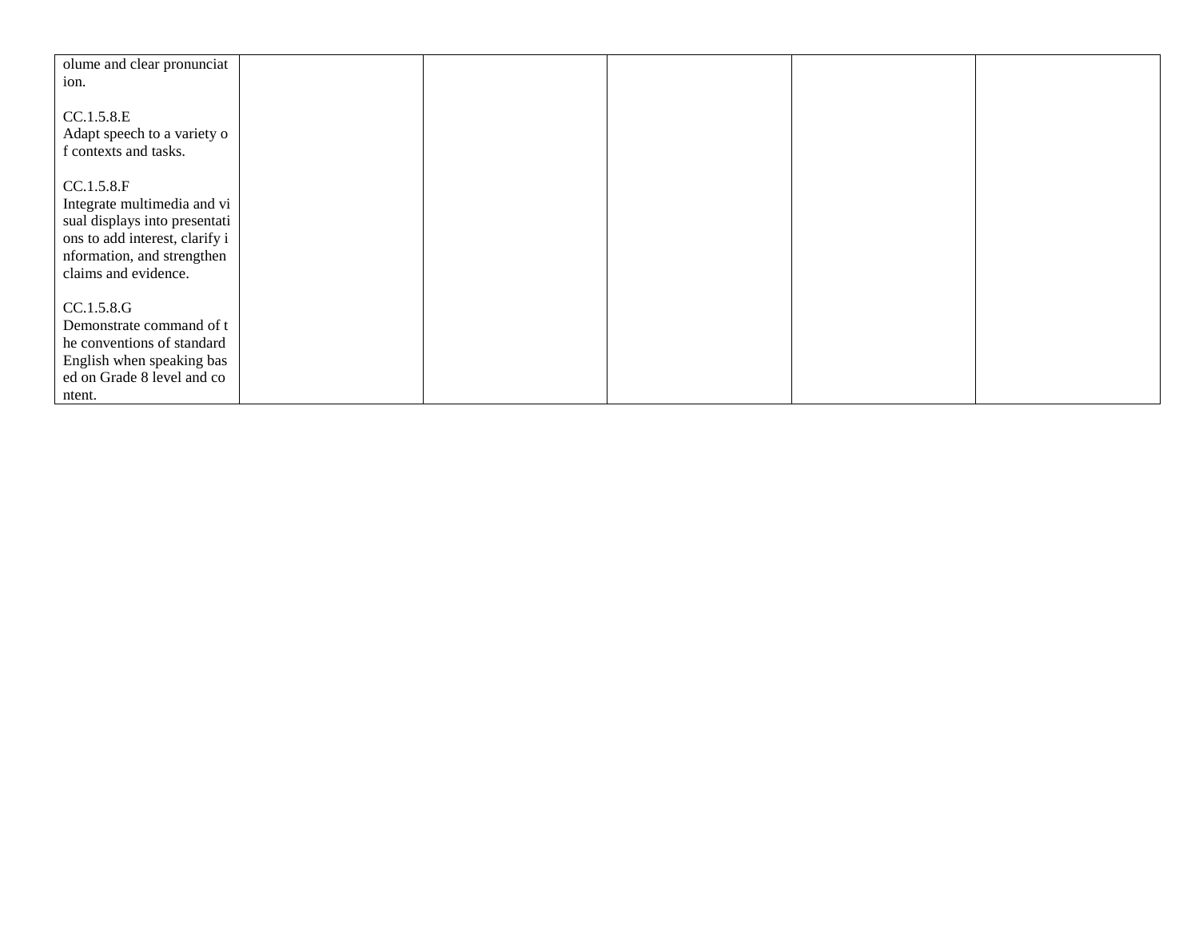| | | | | | |
|---|---|---|---|---|---|
| olume and clear pronunciation.<br><br>CC.1.5.8.E<br>Adapt speech to a variety of contexts and tasks.<br><br>CC.1.5.8.F<br>Integrate multimedia and visual displays into presentations to add interest, clarify information, and strengthen claims and evidence.<br><br>CC.1.5.8.G<br>Demonstrate command of the conventions of standard English when speaking based on Grade 8 level and content. | | | | | |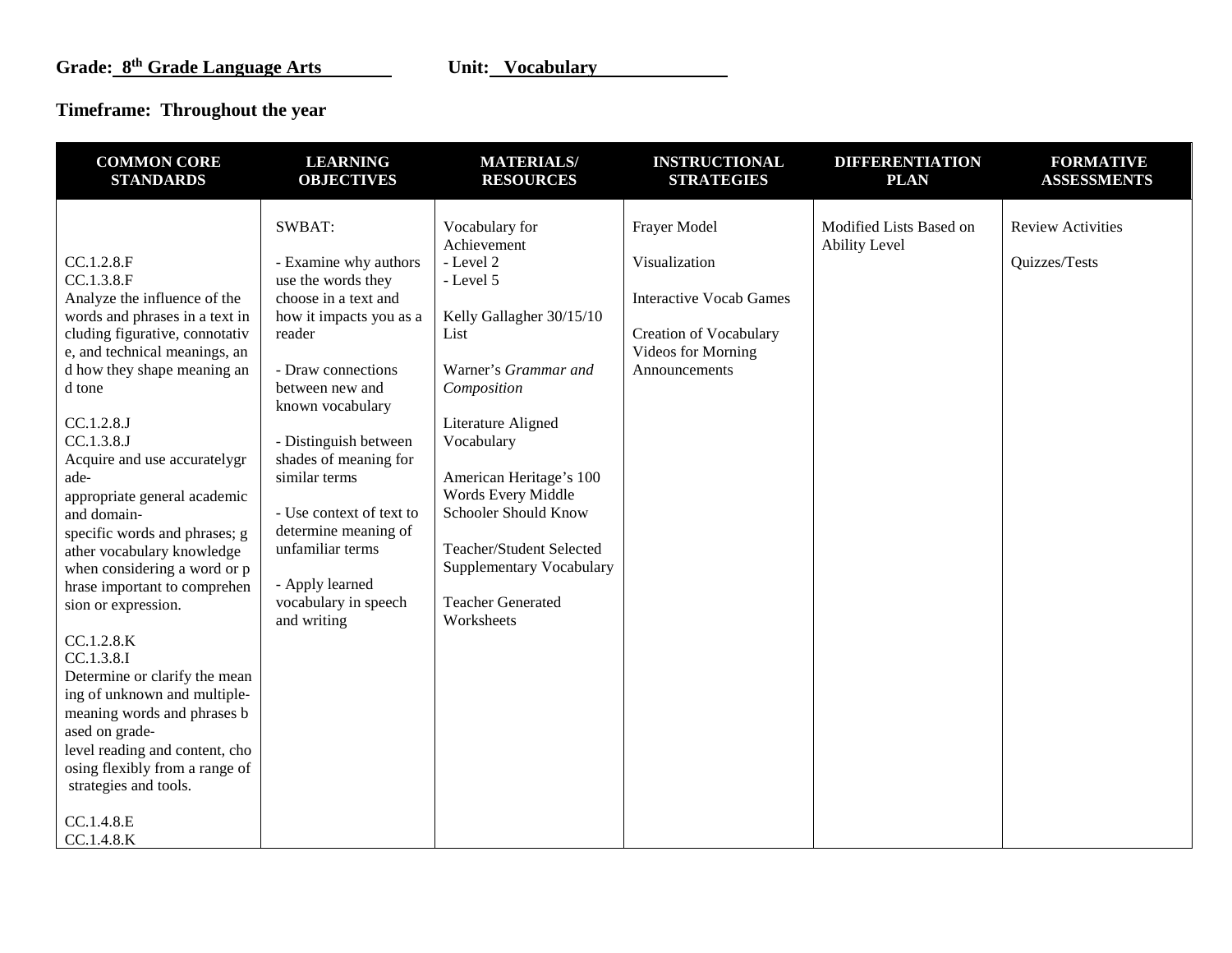**Grade: 8th Grade Language Arts** **Unit: Vocabulary**

**Timeframe: Throughout the year**

| COMMON CORE STANDARDS | LEARNING OBJECTIVES | MATERIALS/ RESOURCES | INSTRUCTIONAL STRATEGIES | DIFFERENTIATION PLAN | FORMATIVE ASSESSMENTS |
|---|---|---|---|---|---|
| CC.1.2.8.F<br>CC.1.3.8.F<br>Analyze the influence of the words and phrases in a text including figurative, connotative, and technical meanings, and how they shape meaning and tone<br><br>CC.1.2.8.J<br>CC.1.3.8.J<br>Acquire and use accurately grade-appropriate general academic and domain-specific words and phrases; gather vocabulary knowledge when considering a word or phrase important to comprehension or expression.<br><br>CC.1.2.8.K<br>CC.1.3.8.I<br>Determine or clarify the meaning of unknown and multiple-meaning words and phrases based on grade-level reading and content, choosing flexibly from a range of strategies and tools.<br><br>CC.1.4.8.E<br>CC.1.4.8.K | SWBAT:<br><br>- Examine why authors use the words they choose in a text and how it impacts you as a reader<br><br>- Draw connections between new and known vocabulary<br><br>- Distinguish between shades of meaning for similar terms<br><br>- Use context of text to determine meaning of unfamiliar terms<br><br>- Apply learned vocabulary in speech and writing | Vocabulary for Achievement<br>- Level 2<br>- Level 5<br><br>Kelly Gallagher 30/15/10 List<br><br>Warner's *Grammar and Composition*<br><br>Literature Aligned Vocabulary<br><br>American Heritage's 100 Words Every Middle Schooler Should Know<br><br>Teacher/Student Selected Supplementary Vocabulary<br><br>Teacher Generated Worksheets | Frayer Model<br><br>Visualization<br><br>Interactive Vocab Games<br><br>Creation of Vocabulary Videos for Morning Announcements | Modified Lists Based on Ability Level | Review Activities<br><br>Quizzes/Tests |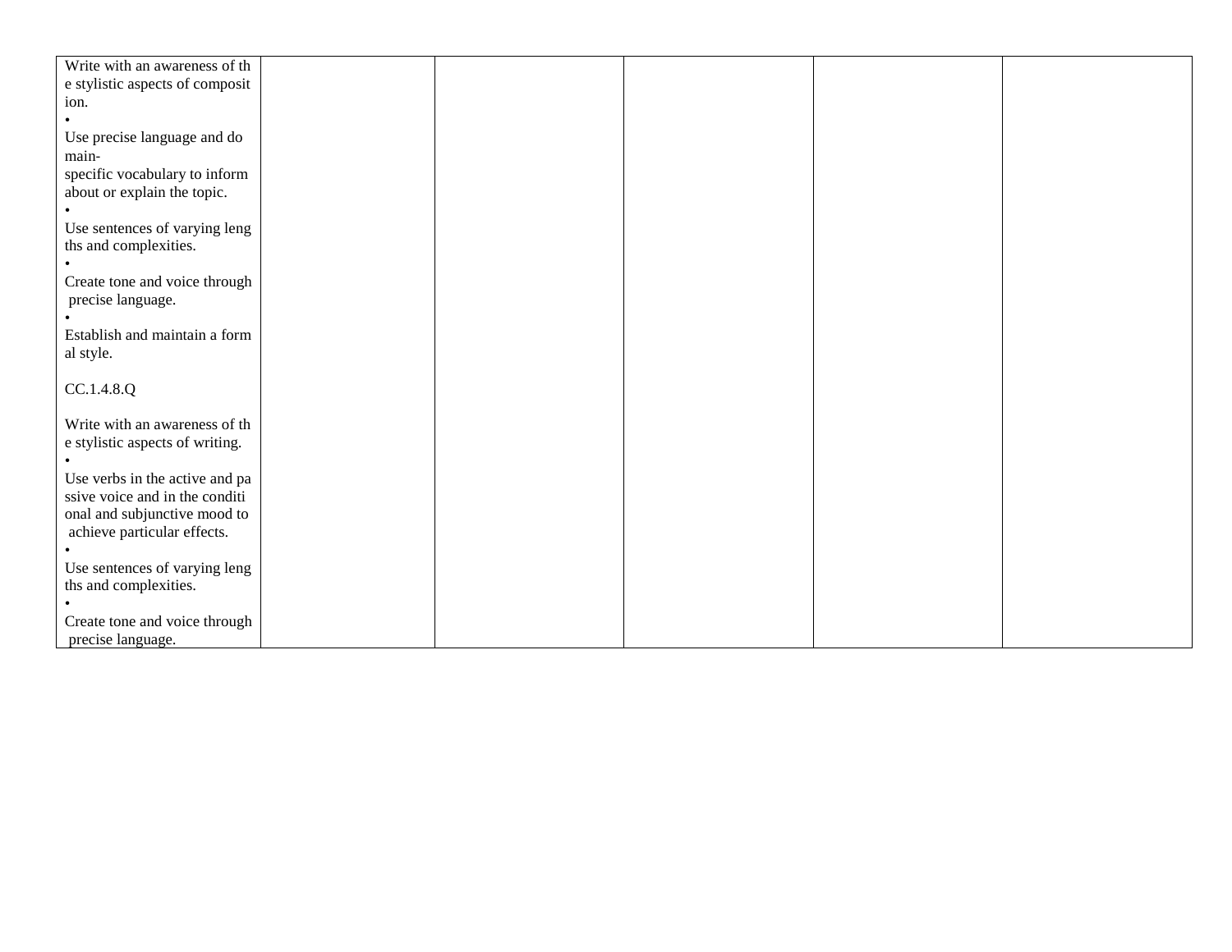| | | | | | |
|---|---|---|---|---|---|
| Write with an awareness of the stylistic aspects of composition.<br>•<br>Use precise language and domain-specific vocabulary to inform about or explain the topic.<br>•<br>Use sentences of varying lengths and complexities.<br>•<br>Create tone and voice through precise language.<br>•<br>Establish and maintain a formal style.<br><br>CC.1.4.8.Q<br><br>Write with an awareness of the stylistic aspects of writing.<br>•<br>Use verbs in the active and passive voice and in the conditional and subjunctive mood to achieve particular effects.<br>•<br>Use sentences of varying lengths and complexities.<br>•<br>Create tone and voice through precise language. | | | | | |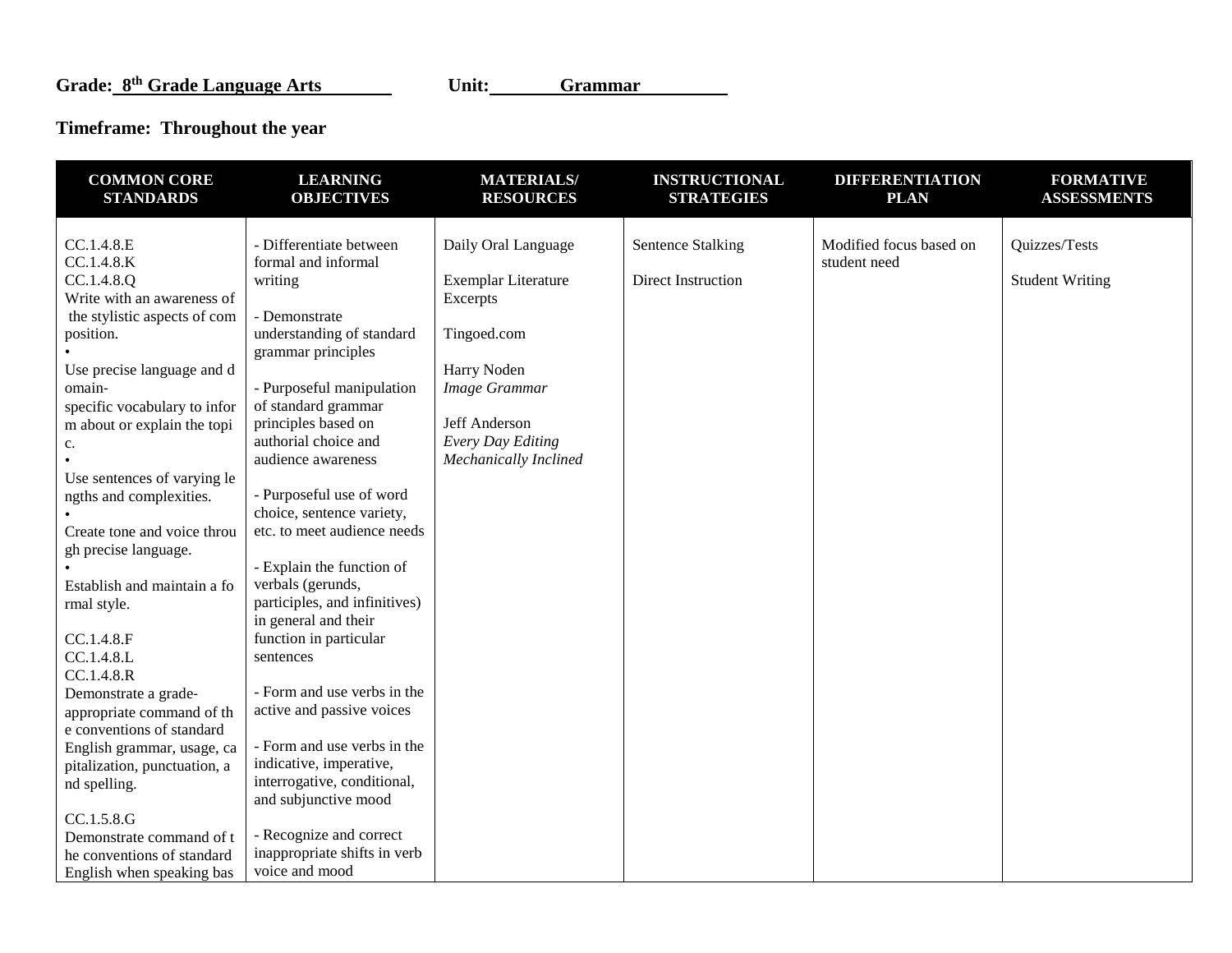**Grade: 8th Grade Language Arts** **Unit: Grammar**

**Timeframe: Throughout the year**

| COMMON CORE STANDARDS | LEARNING OBJECTIVES | MATERIALS/ RESOURCES | INSTRUCTIONAL STRATEGIES | DIFFERENTIATION PLAN | FORMATIVE ASSESSMENTS |
|---|---|---|---|---|---|
| CC.1.4.8.E<br>CC.1.4.8.K<br>CC.1.4.8.Q<br>Write with an awareness of the stylistic aspects of composition.<br>•<br>Use precise language and domain-specific vocabulary to inform about or explain the topic.<br>•<br>Use sentences of varying lengths and complexities.<br>•<br>Create tone and voice through precise language.<br>•<br>Establish and maintain a formal style.<br><br>CC.1.4.8.F<br>CC.1.4.8.L<br>CC.1.4.8.R<br>Demonstrate a grade-appropriate command of the conventions of standard English grammar, usage, capitalization, punctuation, and spelling.<br><br>CC.1.5.8.G<br>Demonstrate command of the conventions of standard English when speaking bas | - Differentiate between formal and informal writing<br><br>- Demonstrate understanding of standard grammar principles<br><br>- Purposeful manipulation of standard grammar principles based on authorial choice and audience awareness<br><br>- Purposeful use of word choice, sentence variety, etc. to meet audience needs<br><br>- Explain the function of verbals (gerunds, participles, and infinitives) in general and their function in particular sentences<br><br>- Form and use verbs in the active and passive voices<br><br>- Form and use verbs in the indicative, imperative, interrogative, conditional, and subjunctive mood<br><br>- Recognize and correct inappropriate shifts in verb voice and mood | Daily Oral Language<br><br>Exemplar Literature Excerpts<br><br>Tingoed.com<br><br>Harry Noden<br>*Image Grammar*<br><br>Jeff Anderson<br>*Every Day Editing*<br>*Mechanically Inclined* | Sentence Stalking<br><br>Direct Instruction | Modified focus based on student need | Quizzes/Tests<br><br>Student Writing |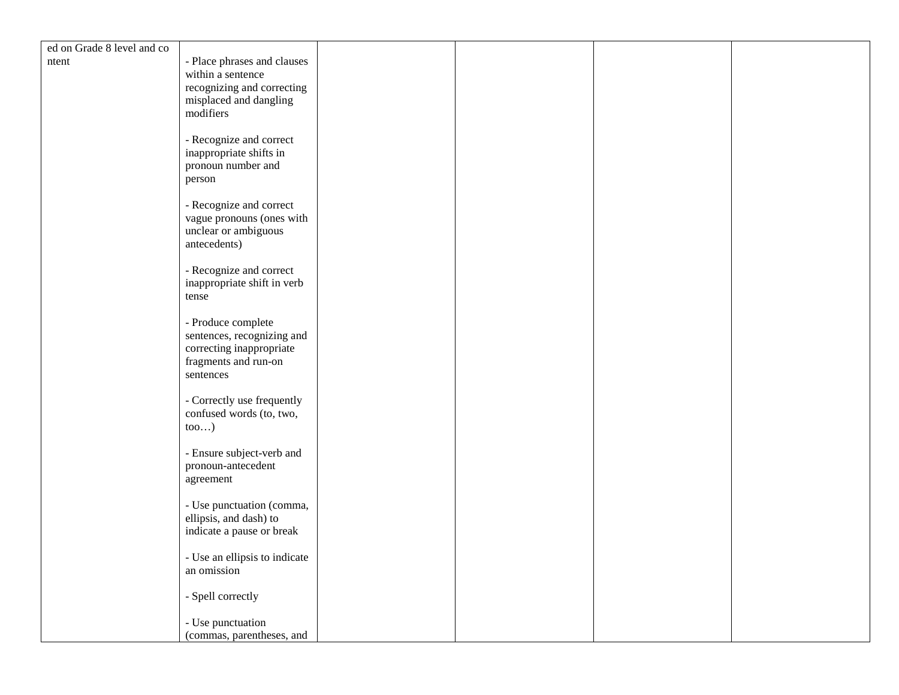| | | | | | |
|---|---|---|---|---|---|
| ed on Grade 8 level and content | - Place phrases and clauses within a sentence recognizing and correcting misplaced and dangling modifiers<br><br>- Recognize and correct inappropriate shifts in pronoun number and person<br><br>- Recognize and correct vague pronouns (ones with unclear or ambiguous antecedents)<br><br>- Recognize and correct inappropriate shift in verb tense<br><br>- Produce complete sentences, recognizing and correcting inappropriate fragments and run-on sentences<br><br>- Correctly use frequently confused words (to, two, too…)<br><br>- Ensure subject-verb and pronoun-antecedent agreement<br><br>- Use punctuation (comma, ellipsis, and dash) to indicate a pause or break<br><br>- Use an ellipsis to indicate an omission<br><br>- Spell correctly<br><br>- Use punctuation (commas, parentheses, and | | | | |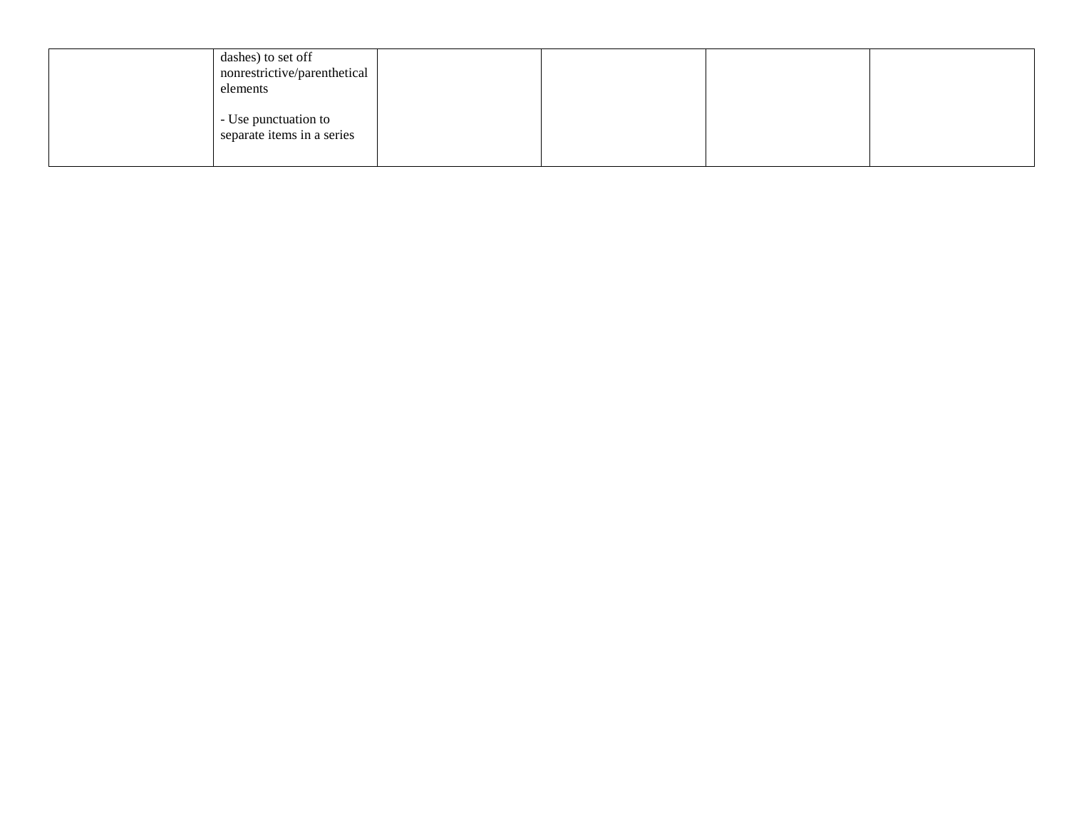| | | | | | |
|---|---|---|---|---|---|
| | dashes) to set off nonrestrictive/parenthetical elements<br><br>- Use punctuation to separate items in a series | | | | |